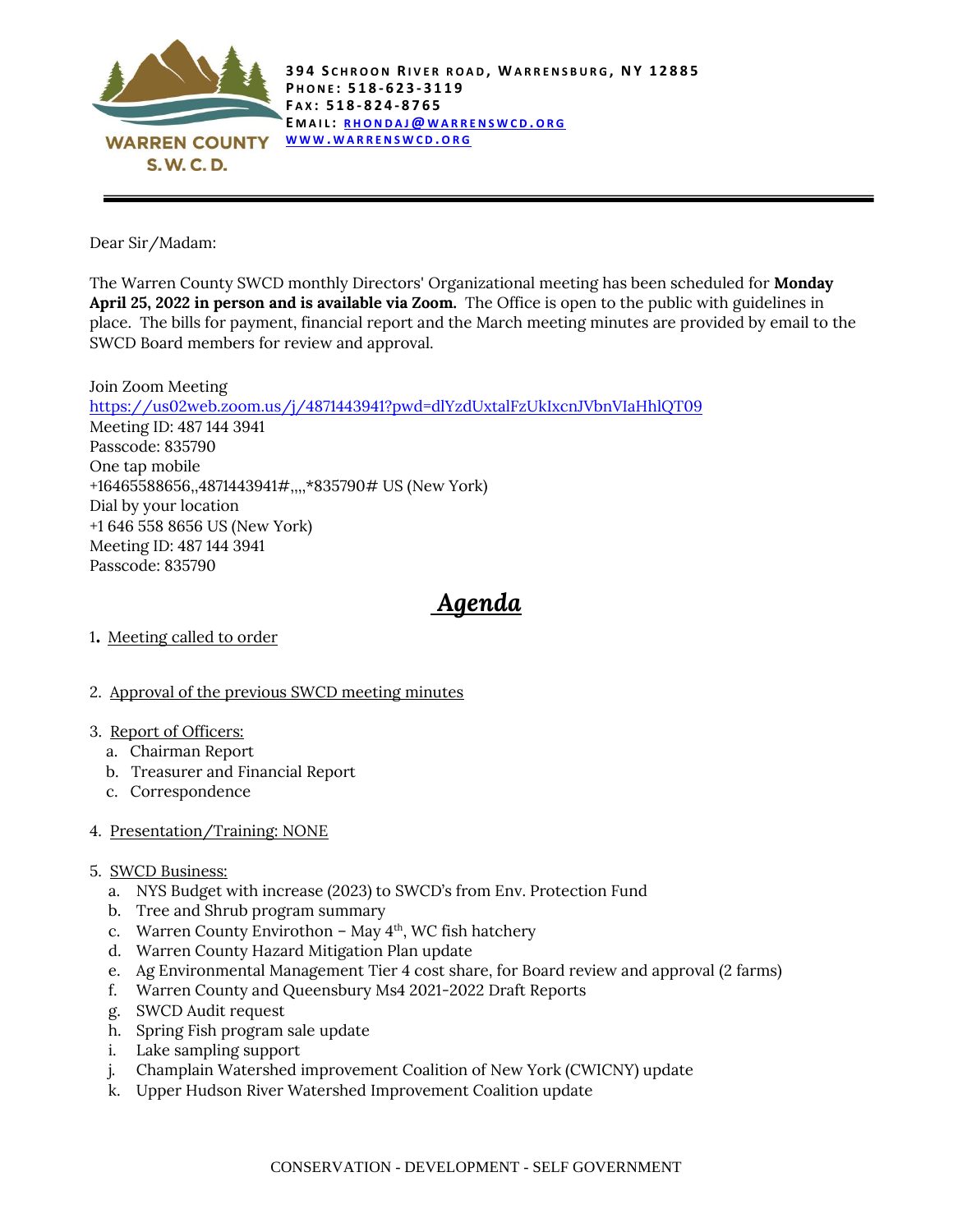WARREN COUNTY S.W.C.D.

**394 Schroon River road, Warrensburg, NY 12885**
**Phone: 518-623-3119**
**Fax: 518-824-8765**
**Email: [rhondaj@warrenswcd.org](mailto:rhondaj@warrenswcd.org)**
**[www.warrenswcd.org](http://www.warrenswcd.org)**

---

Dear Sir/Madam:

The Warren County SWCD monthly Directors' Organizational meeting has been scheduled for **Monday April 25, 2022 in person and is available via Zoom.** The Office is open to the public with guidelines in place. The bills for payment, financial report and the March meeting minutes are provided by email to the SWCD Board members for review and approval.

Join Zoom Meeting
[https://us02web.zoom.us/j/4871443941?pwd=dlYzdUxtalFzUkIxcnJVbnVIaHhlQT09](https://us02web.zoom.us/j/4871443941?pwd=dlYzdUxtalFzUkIxcnJVbnVIaHhlQT09)
Meeting ID: 487 144 3941
Passcode: 835790
One tap mobile
+16465588656,,4871443941#,,,,*835790# US (New York)
Dial by your location
+1 646 558 8656 US (New York)
Meeting ID: 487 144 3941
Passcode: 835790

# *Agenda*

1. Meeting called to order

2. Approval of the previous SWCD meeting minutes

3. Report of Officers:
   a. Chairman Report
   b. Treasurer and Financial Report
   c. Correspondence

4. Presentation/Training: NONE

5. SWCD Business:
   a. NYS Budget with increase (2023) to SWCD's from Env. Protection Fund
   b. Tree and Shrub program summary
   c. Warren County Envirothon – May 4th, WC fish hatchery
   d. Warren County Hazard Mitigation Plan update
   e. Ag Environmental Management Tier 4 cost share, for Board review and approval (2 farms)
   f. Warren County and Queensbury Ms4 2021-2022 Draft Reports
   g. SWCD Audit request
   h. Spring Fish program sale update
   i. Lake sampling support
   j. Champlain Watershed improvement Coalition of New York (CWICNY) update
   k. Upper Hudson River Watershed Improvement Coalition update

CONSERVATION - DEVELOPMENT - SELF GOVERNMENT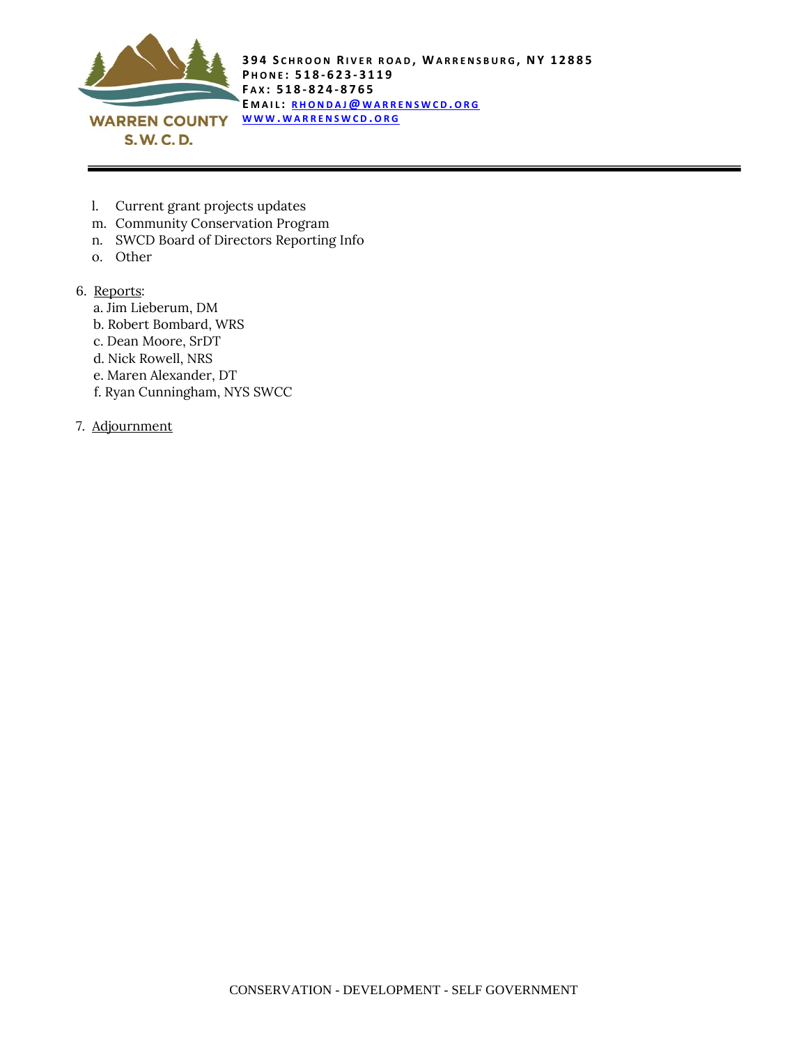394 SCHROON RIVER ROAD, WARRENSBURG, NY 12885
PHONE: 518-623-3119
FAX: 518-824-8765
EMAIL: RHONDAJ@WARRENSWCD.ORG
WWW.WARRENSWCD.ORG

WARREN COUNTY S.W.C.D.

---

l. Current grant projects updates
m. Community Conservation Program
n. SWCD Board of Directors Reporting Info
o. Other

6. Reports:
   a. Jim Lieberum, DM
   b. Robert Bombard, WRS
   c. Dean Moore, SrDT
   d. Nick Rowell, NRS
   e. Maren Alexander, DT
   f. Ryan Cunningham, NYS SWCC

7. Adjournment

CONSERVATION - DEVELOPMENT - SELF GOVERNMENT